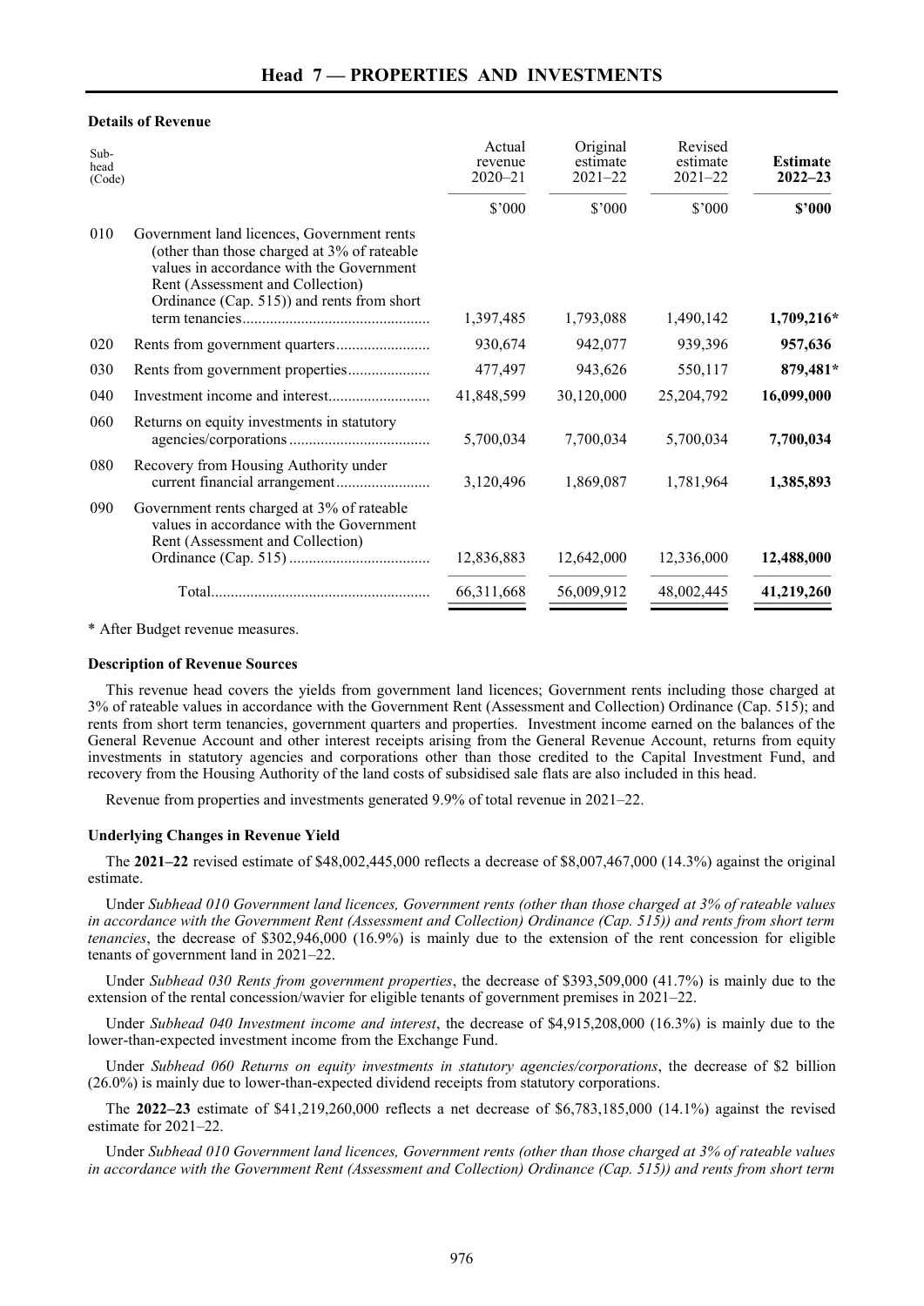# Head 7 — PROPERTIES AND INVESTMENTS

**Details of Revenue**

| Sub-head (Code) | | Actual revenue 2020–21 | Original estimate 2021–22 | Revised estimate 2021–22 | **Estimate 2022–23** |
|---|---|---|---|---|---|
| | | $'000 | $'000 | $'000 | **$'000** |
| 010 | Government land licences, Government rents (other than those charged at 3% of rateable values in accordance with the Government Rent (Assessment and Collection) Ordinance (Cap. 515)) and rents from short term tenancies | 1,397,485 | 1,793,088 | 1,490,142 | **1,709,216*** |
| 020 | Rents from government quarters | 930,674 | 942,077 | 939,396 | **957,636** |
| 030 | Rents from government properties | 477,497 | 943,626 | 550,117 | **879,481*** |
| 040 | Investment income and interest | 41,848,599 | 30,120,000 | 25,204,792 | **16,099,000** |
| 060 | Returns on equity investments in statutory agencies/corporations | 5,700,034 | 7,700,034 | 5,700,034 | **7,700,034** |
| 080 | Recovery from Housing Authority under current financial arrangement | 3,120,496 | 1,869,087 | 1,781,964 | **1,385,893** |
| 090 | Government rents charged at 3% of rateable values in accordance with the Government Rent (Assessment and Collection) Ordinance (Cap. 515) | 12,836,883 | 12,642,000 | 12,336,000 | **12,488,000** |
| | Total | 66,311,668 | 56,009,912 | 48,002,445 | **41,219,260** |

\* After Budget revenue measures.

**Description of Revenue Sources**

This revenue head covers the yields from government land licences; Government rents including those charged at 3% of rateable values in accordance with the Government Rent (Assessment and Collection) Ordinance (Cap. 515); and rents from short term tenancies, government quarters and properties. Investment income earned on the balances of the General Revenue Account and other interest receipts arising from the General Revenue Account, returns from equity investments in statutory agencies and corporations other than those credited to the Capital Investment Fund, and recovery from the Housing Authority of the land costs of subsidised sale flats are also included in this head.

Revenue from properties and investments generated 9.9% of total revenue in 2021–22.

**Underlying Changes in Revenue Yield**

The **2021–22** revised estimate of $48,002,445,000 reflects a decrease of $8,007,467,000 (14.3%) against the original estimate.

Under *Subhead 010 Government land licences, Government rents (other than those charged at 3% of rateable values in accordance with the Government Rent (Assessment and Collection) Ordinance (Cap. 515)) and rents from short term tenancies*, the decrease of $302,946,000 (16.9%) is mainly due to the extension of the rent concession for eligible tenants of government land in 2021–22.

Under *Subhead 030 Rents from government properties*, the decrease of $393,509,000 (41.7%) is mainly due to the extension of the rental concession/wavier for eligible tenants of government premises in 2021–22.

Under *Subhead 040 Investment income and interest*, the decrease of $4,915,208,000 (16.3%) is mainly due to the lower-than-expected investment income from the Exchange Fund.

Under *Subhead 060 Returns on equity investments in statutory agencies/corporations*, the decrease of $2 billion (26.0%) is mainly due to lower-than-expected dividend receipts from statutory corporations.

The **2022–23** estimate of $41,219,260,000 reflects a net decrease of $6,783,185,000 (14.1%) against the revised estimate for 2021–22.

Under *Subhead 010 Government land licences, Government rents (other than those charged at 3% of rateable values in accordance with the Government Rent (Assessment and Collection) Ordinance (Cap. 515)) and rents from short term*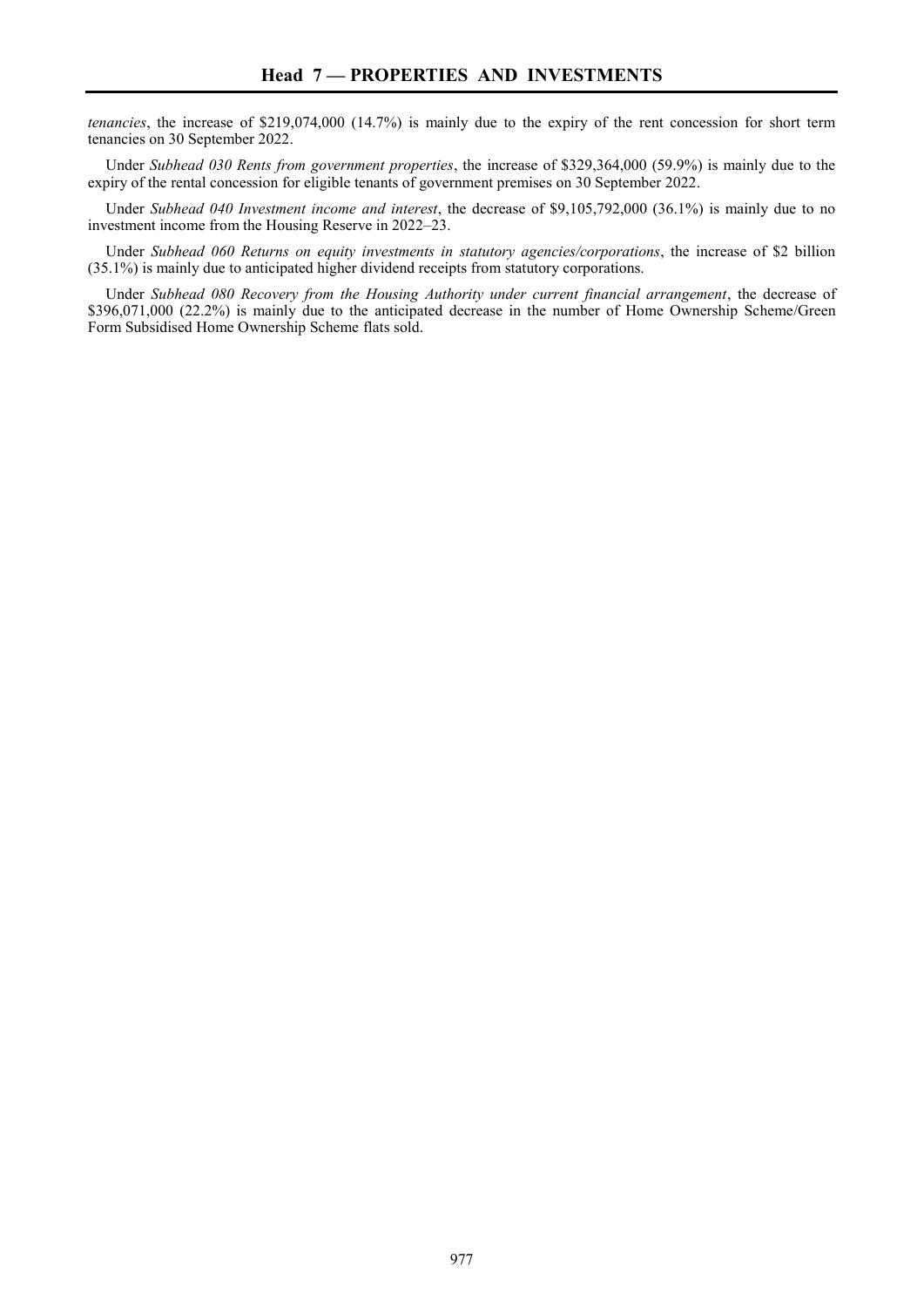*tenancies*, the increase of $219,074,000 (14.7%) is mainly due to the expiry of the rent concession for short term tenancies on 30 September 2022.

Under *Subhead 030 Rents from government properties*, the increase of $329,364,000 (59.9%) is mainly due to the expiry of the rental concession for eligible tenants of government premises on 30 September 2022.

Under *Subhead 040 Investment income and interest*, the decrease of $9,105,792,000 (36.1%) is mainly due to no investment income from the Housing Reserve in 2022–23.

Under *Subhead 060 Returns on equity investments in statutory agencies/corporations*, the increase of $2 billion (35.1%) is mainly due to anticipated higher dividend receipts from statutory corporations.

Under *Subhead 080 Recovery from the Housing Authority under current financial arrangement*, the decrease of $396,071,000 (22.2%) is mainly due to the anticipated decrease in the number of Home Ownership Scheme/Green Form Subsidised Home Ownership Scheme flats sold.